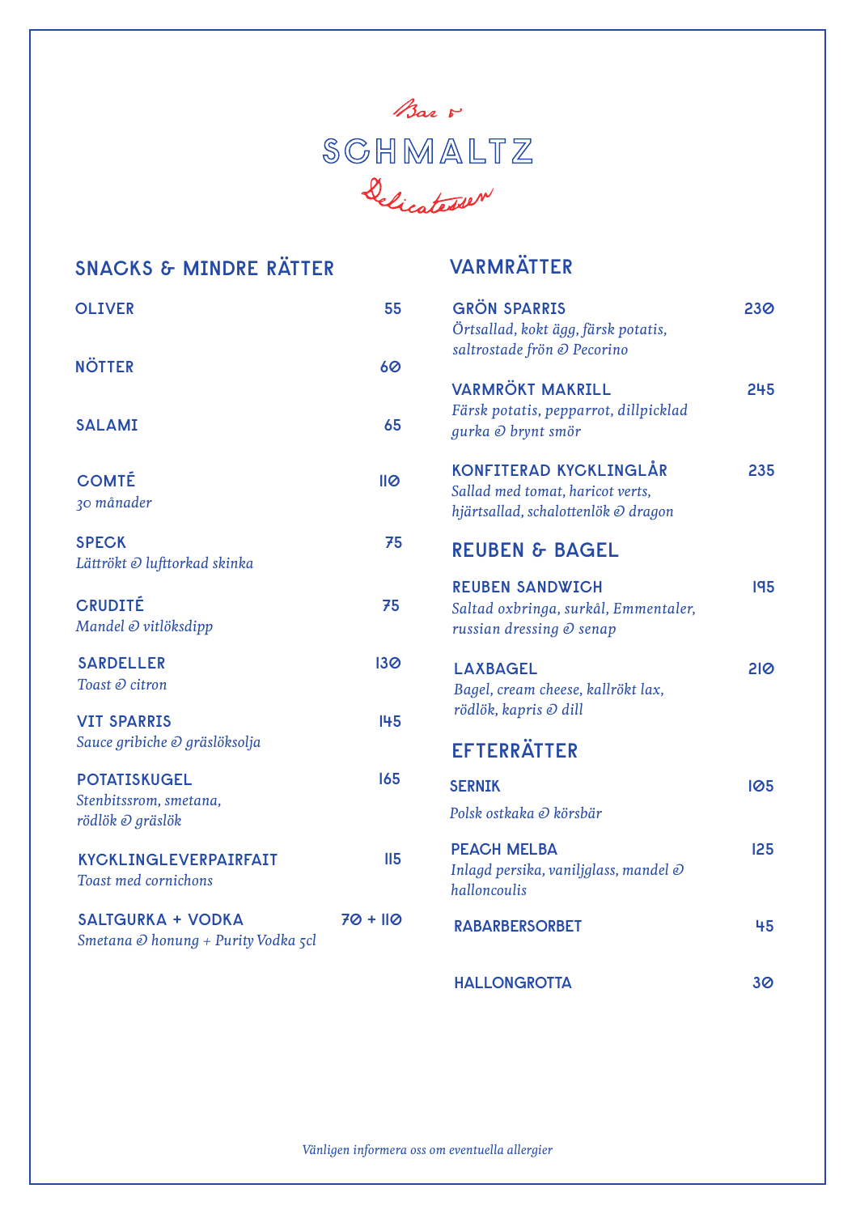*Bar &*

# SCHMALTZ

*Delicatessen*

## SNACKS & MINDRE RÄTTER

**OLIVER** 55

**NÖTTER** 60

**SALAMI** 65

**COMTÉ** 110
*30 månader*

**SPECK** 75
*Lättrökt & lufttorkad skinka*

**CRUDITÉ** 75
*Mandel & vitlöksdipp*

**SARDELLER** 130
*Toast & citron*

**VIT SPARRIS** 145
*Sauce gribiche & gräslöksolja*

**POTATISKUGEL** 165
*Stenbitssrom, smetana, rödlök & gräslök*

**KYCKLINGLEVERPAIRFAIT** 115
*Toast med cornichons*

**SALTGURKA + VODKA** 70 + 110
*Smetana & honung + Purity Vodka 5cl*

## VARMRÄTTER

**GRÖN SPARRIS** 230
*Örtsallad, kokt ägg, färsk potatis, saltrostade frön & Pecorino*

**VARMRÖKT MAKRILL** 245
*Färsk potatis, pepparrot, dillpicklad gurka & brynt smör*

**KONFITERAD KYCKLINGLÅR** 235
*Sallad med tomat, haricot verts, hjärtsallad, schalottenlök & dragon*

## REUBEN & BAGEL

**REUBEN SANDWICH** 195
*Saltad oxbringa, surkål, Emmentaler, russian dressing & senap*

**LAXBAGEL** 210
*Bagel, cream cheese, kallrökt lax, rödlök, kapris & dill*

## EFTERRÄTTER

**SERNIK** 105
*Polsk ostkaka & körsbär*

**PEACH MELBA** 125
*Inlagd persika, vaniljglass, mandel & halloncoulis*

**RABARBERSORBET** 45

**HALLONGROTTA** 30

*Vänligen informera oss om eventuella allergier*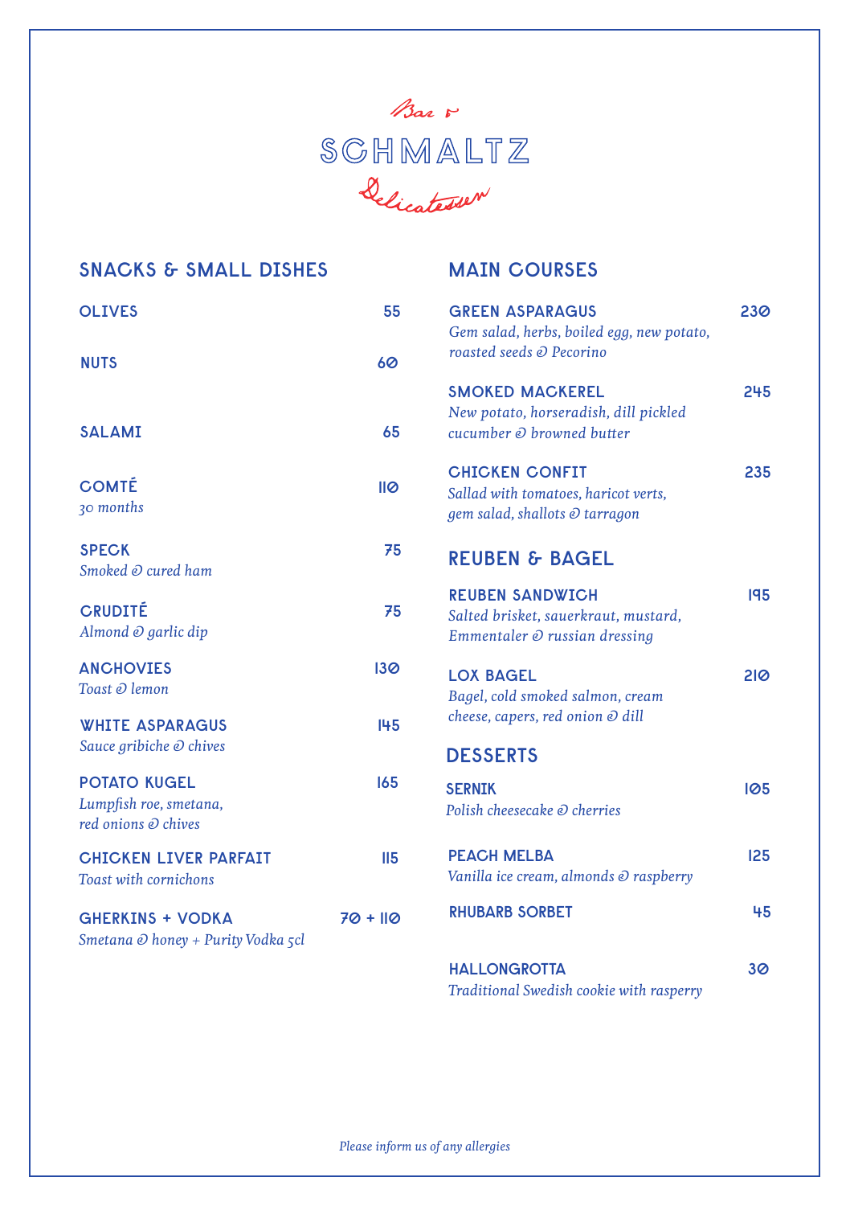Bar &

# SCHMALTZ

Delicatessen

## SNACKS & SMALL DISHES

**OLIVES** 55

**NUTS** 60

**SALAMI** 65

**COMTÉ** 110
*30 months*

**SPECK** 75
*Smoked & cured ham*

**CRUDITÉ** 75
*Almond & garlic dip*

**ANCHOVIES** 130
*Toast & lemon*

**WHITE ASPARAGUS** 145
*Sauce gribiche & chives*

**POTATO KUGEL** 165
*Lumpfish roe, smetana, red onions & chives*

**CHICKEN LIVER PARFAIT** 115
*Toast with cornichons*

**GHERKINS + VODKA** 70 + 110
*Smetana & honey + Purity Vodka 5cl*

## MAIN COURSES

**GREEN ASPARAGUS** 230
*Gem salad, herbs, boiled egg, new potato, roasted seeds & Pecorino*

**SMOKED MACKEREL** 245
*New potato, horseradish, dill pickled cucumber & browned butter*

**CHICKEN CONFIT** 235
*Sallad with tomatoes, haricot verts, gem salad, shallots & tarragon*

## REUBEN & BAGEL

**REUBEN SANDWICH** 195
*Salted brisket, sauerkraut, mustard, Emmentaler & russian dressing*

**LOX BAGEL** 210
*Bagel, cold smoked salmon, cream cheese, capers, red onion & dill*

## DESSERTS

**SERNIK** 105
*Polish cheesecake & cherries*

**PEACH MELBA** 125
*Vanilla ice cream, almonds & raspberry*

**RHUBARB SORBET** 45

**HALLONGROTTA** 30
*Traditional Swedish cookie with rasperry*

*Please inform us of any allergies*